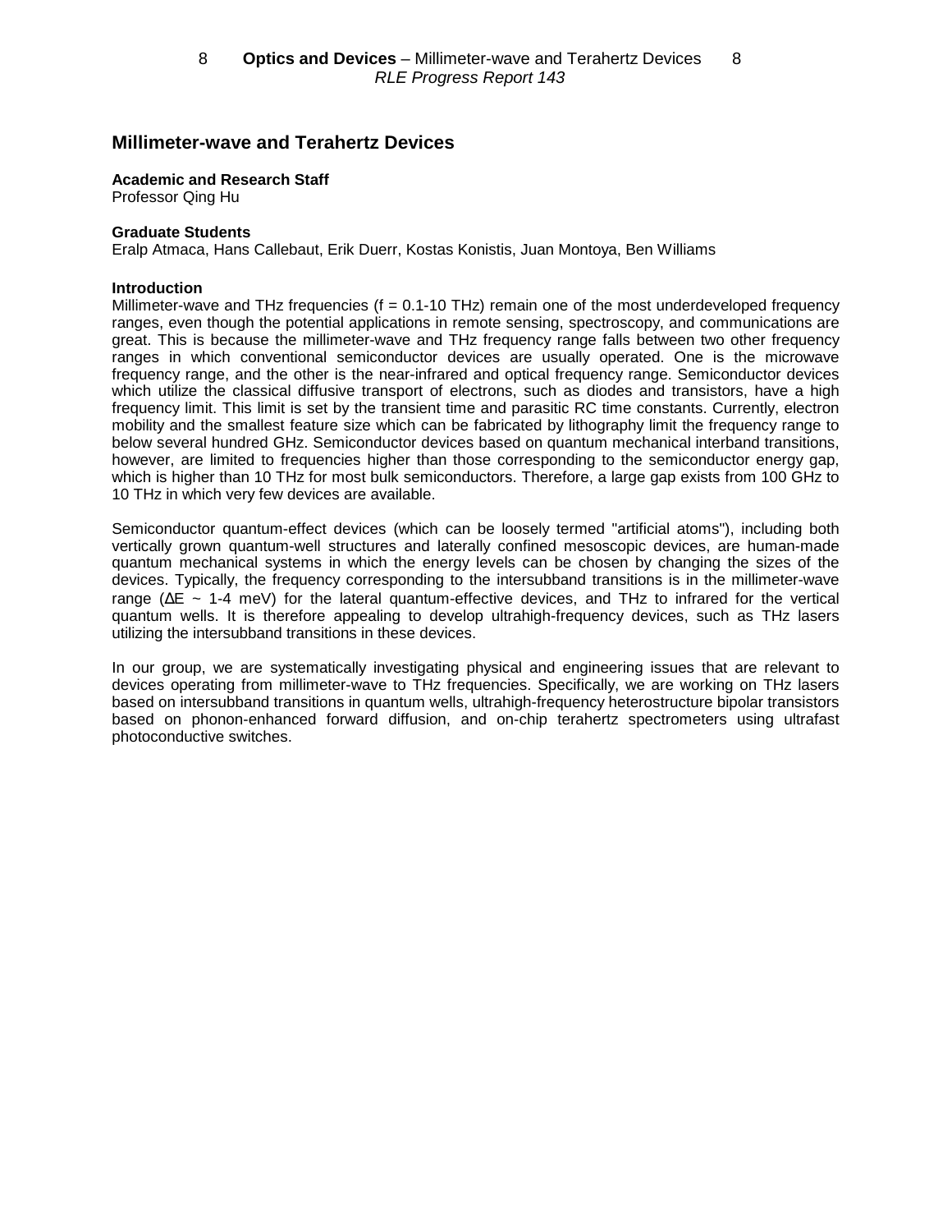# Millimeter-wave and Terahertz Devices

**Academic and Research Staff**
Professor Qing Hu

**Graduate Students**
Eralp Atmaca, Hans Callebaut, Erik Duerr, Kostas Konistis, Juan Montoya, Ben Williams

**Introduction**
Millimeter-wave and THz frequencies (f = 0.1-10 THz) remain one of the most underdeveloped frequency ranges, even though the potential applications in remote sensing, spectroscopy, and communications are great. This is because the millimeter-wave and THz frequency range falls between two other frequency ranges in which conventional semiconductor devices are usually operated. One is the microwave frequency range, and the other is the near-infrared and optical frequency range. Semiconductor devices which utilize the classical diffusive transport of electrons, such as diodes and transistors, have a high frequency limit. This limit is set by the transient time and parasitic RC time constants. Currently, electron mobility and the smallest feature size which can be fabricated by lithography limit the frequency range to below several hundred GHz. Semiconductor devices based on quantum mechanical interband transitions, however, are limited to frequencies higher than those corresponding to the semiconductor energy gap, which is higher than 10 THz for most bulk semiconductors. Therefore, a large gap exists from 100 GHz to 10 THz in which very few devices are available.

Semiconductor quantum-effect devices (which can be loosely termed "artificial atoms"), including both vertically grown quantum-well structures and laterally confined mesoscopic devices, are human-made quantum mechanical systems in which the energy levels can be chosen by changing the sizes of the devices. Typically, the frequency corresponding to the intersubband transitions is in the millimeter-wave range ($\Delta E \sim$ 1-4 meV) for the lateral quantum-effective devices, and THz to infrared for the vertical quantum wells. It is therefore appealing to develop ultrahigh-frequency devices, such as THz lasers utilizing the intersubband transitions in these devices.

In our group, we are systematically investigating physical and engineering issues that are relevant to devices operating from millimeter-wave to THz frequencies. Specifically, we are working on THz lasers based on intersubband transitions in quantum wells, ultrahigh-frequency heterostructure bipolar transistors based on phonon-enhanced forward diffusion, and on-chip terahertz spectrometers using ultrafast photoconductive switches.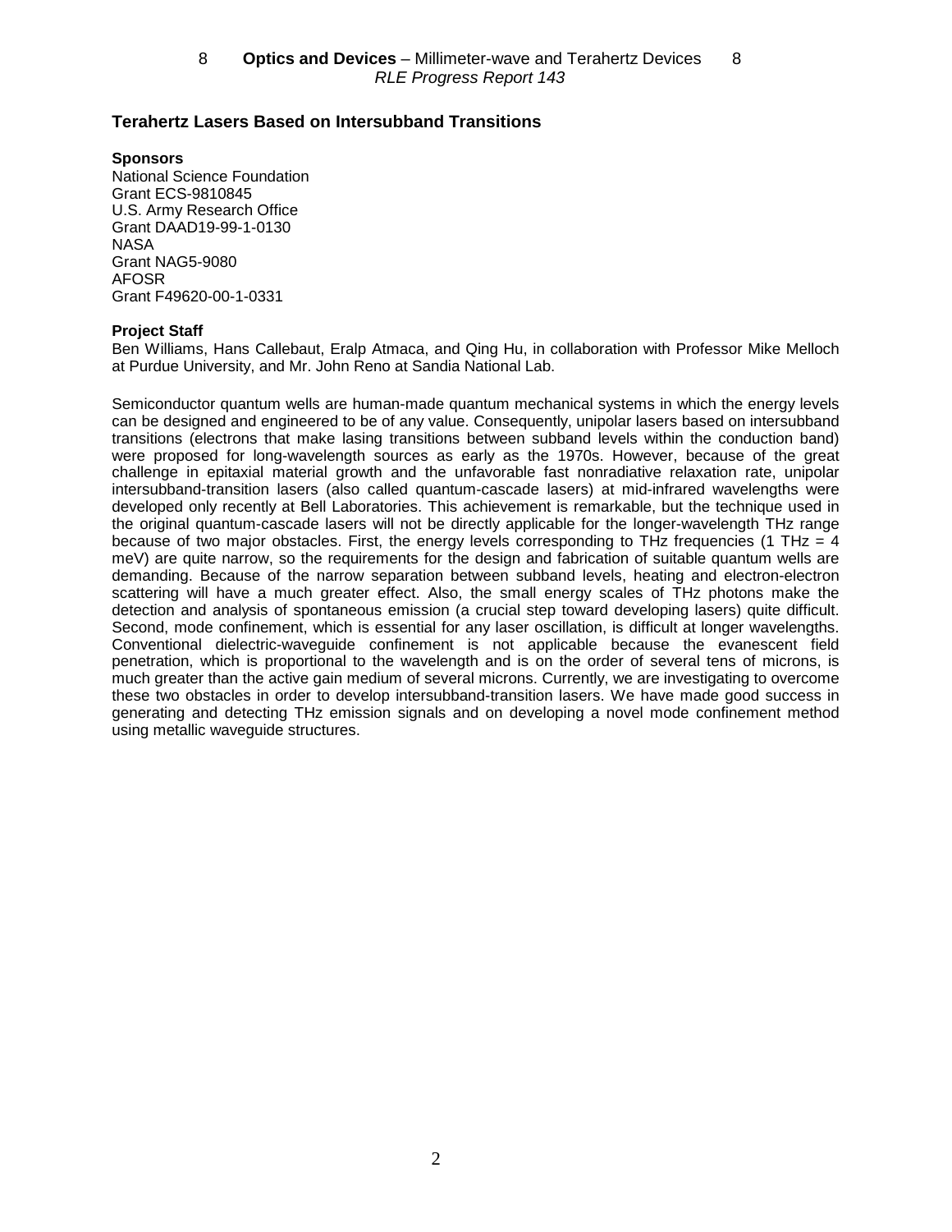## Terahertz Lasers Based on Intersubband Transitions

**Sponsors**

National Science Foundation
Grant ECS-9810845
U.S. Army Research Office
Grant DAAD19-99-1-0130
NASA
Grant NAG5-9080
AFOSR
Grant F49620-00-1-0331

**Project Staff**

Ben Williams, Hans Callebaut, Eralp Atmaca, and Qing Hu, in collaboration with Professor Mike Melloch at Purdue University, and Mr. John Reno at Sandia National Lab.

Semiconductor quantum wells are human-made quantum mechanical systems in which the energy levels can be designed and engineered to be of any value. Consequently, unipolar lasers based on intersubband transitions (electrons that make lasing transitions between subband levels within the conduction band) were proposed for long-wavelength sources as early as the 1970s. However, because of the great challenge in epitaxial material growth and the unfavorable fast nonradiative relaxation rate, unipolar intersubband-transition lasers (also called quantum-cascade lasers) at mid-infrared wavelengths were developed only recently at Bell Laboratories. This achievement is remarkable, but the technique used in the original quantum-cascade lasers will not be directly applicable for the longer-wavelength THz range because of two major obstacles. First, the energy levels corresponding to THz frequencies (1 THz = 4 meV) are quite narrow, so the requirements for the design and fabrication of suitable quantum wells are demanding. Because of the narrow separation between subband levels, heating and electron-electron scattering will have a much greater effect. Also, the small energy scales of THz photons make the detection and analysis of spontaneous emission (a crucial step toward developing lasers) quite difficult. Second, mode confinement, which is essential for any laser oscillation, is difficult at longer wavelengths. Conventional dielectric-waveguide confinement is not applicable because the evanescent field penetration, which is proportional to the wavelength and is on the order of several tens of microns, is much greater than the active gain medium of several microns. Currently, we are investigating to overcome these two obstacles in order to develop intersubband-transition lasers. We have made good success in generating and detecting THz emission signals and on developing a novel mode confinement method using metallic waveguide structures.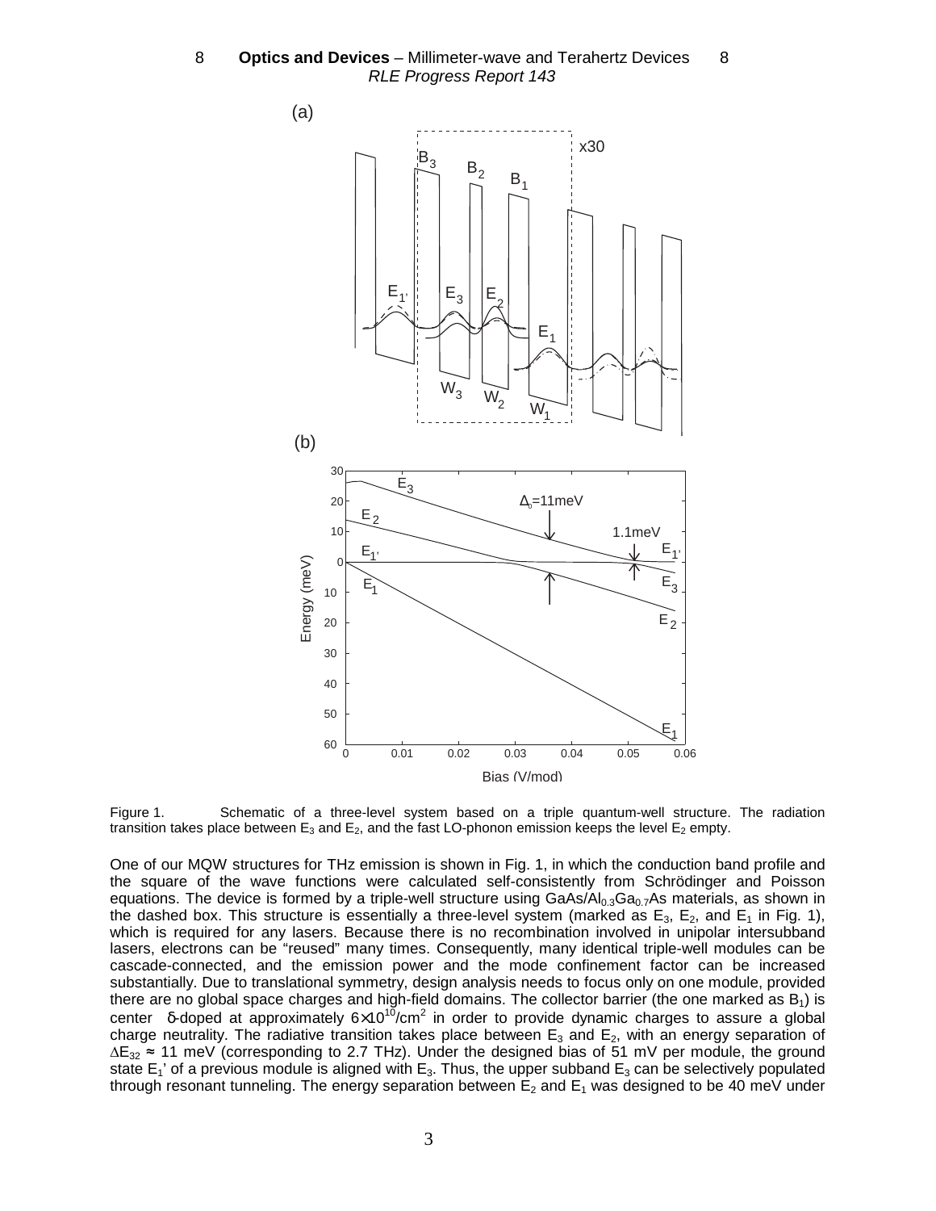Figure 1. Schematic of a three-level system based on a triple quantum-well structure. The radiation transition takes place between $E_3$ and $E_2$, and the fast LO-phonon emission keeps the level $E_2$ empty.

One of our MQW structures for THz emission is shown in Fig. 1, in which the conduction band profile and the square of the wave functions were calculated self-consistently from Schrödinger and Poisson equations. The device is formed by a triple-well structure using GaAs/$Al_{0.3}Ga_{0.7}As$ materials, as shown in the dashed box. This structure is essentially a three-level system (marked as $E_3$, $E_2$, and $E_1$ in Fig. 1), which is required for any lasers. Because there is no recombination involved in unipolar intersubband lasers, electrons can be "reused" many times. Consequently, many identical triple-well modules can be cascade-connected, and the emission power and the mode confinement factor can be increased substantially. Due to translational symmetry, design analysis needs to focus only on one module, provided there are no global space charges and high-field domains. The collector barrier (the one marked as $B_1$) is center δ-doped at approximately $6\times10^{10}$/cm$^2$ in order to provide dynamic charges to assure a global charge neutrality. The radiative transition takes place between $E_3$ and $E_2$, with an energy separation of $\Delta E_{32} \approx 11$ meV (corresponding to 2.7 THz). Under the designed bias of 51 mV per module, the ground state $E_1'$ of a previous module is aligned with $E_3$. Thus, the upper subband $E_3$ can be selectively populated through resonant tunneling. The energy separation between $E_2$ and $E_1$ was designed to be 40 meV under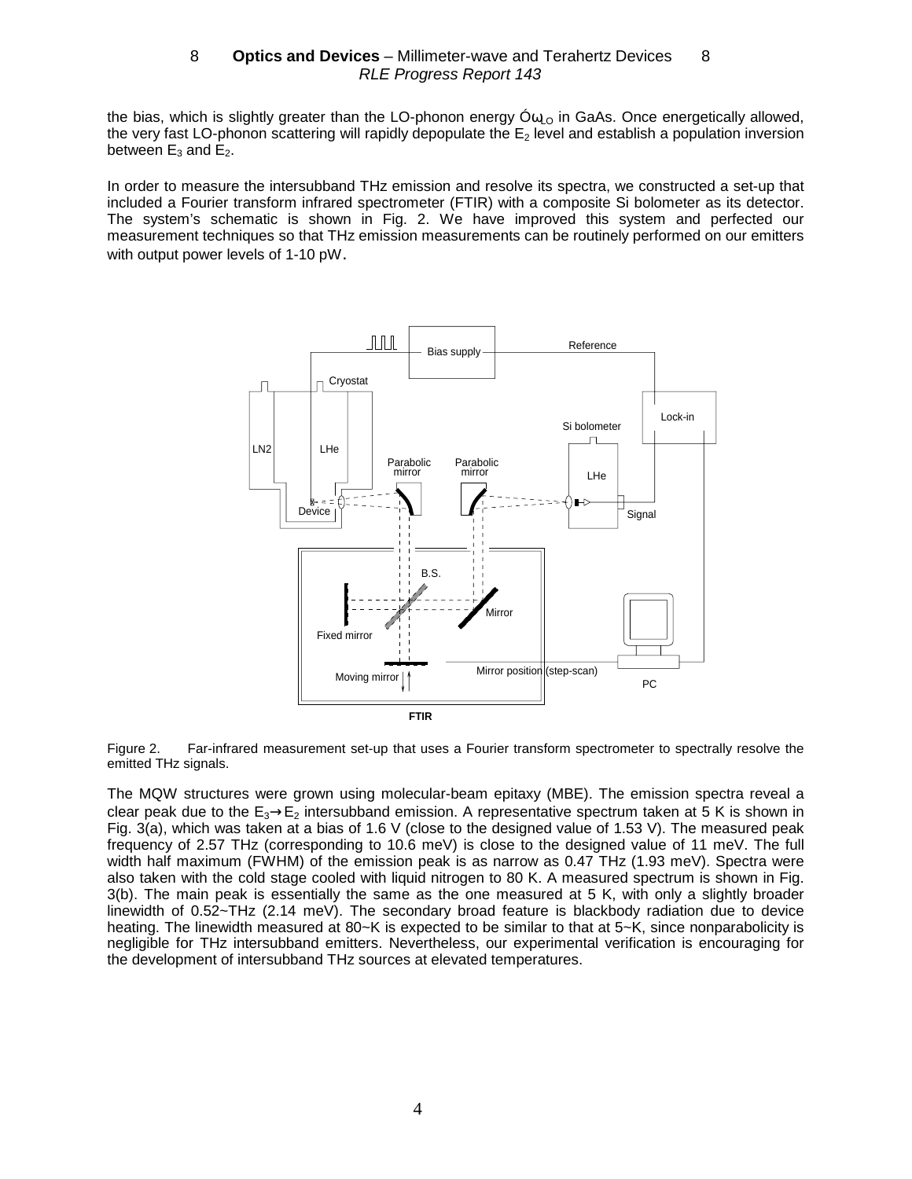the bias, which is slightly greater than the LO-phonon energy $\hbar\omega_{LO}$ in GaAs. Once energetically allowed, the very fast LO-phonon scattering will rapidly depopulate the $E_2$ level and establish a population inversion between $E_3$ and $E_2$.

In order to measure the intersubband THz emission and resolve its spectra, we constructed a set-up that included a Fourier transform infrared spectrometer (FTIR) with a composite Si bolometer as its detector. The system's schematic is shown in Fig. 2. We have improved this system and perfected our measurement techniques so that THz emission measurements can be routinely performed on our emitters with output power levels of 1-10 pW.

Figure 2. Far-infrared measurement set-up that uses a Fourier transform spectrometer to spectrally resolve the emitted THz signals.

The MQW structures were grown using molecular-beam epitaxy (MBE). The emission spectra reveal a clear peak due to the $E_3 \rightarrow E_2$ intersubband emission. A representative spectrum taken at 5 K is shown in Fig. 3(a), which was taken at a bias of 1.6 V (close to the designed value of 1.53 V). The measured peak frequency of 2.57 THz (corresponding to 10.6 meV) is close to the designed value of 11 meV. The full width half maximum (FWHM) of the emission peak is as narrow as 0.47 THz (1.93 meV). Spectra were also taken with the cold stage cooled with liquid nitrogen to 80 K. A measured spectrum is shown in Fig. 3(b). The main peak is essentially the same as the one measured at 5 K, with only a slightly broader linewidth of 0.52~THz (2.14 meV). The secondary broad feature is blackbody radiation due to device heating. The linewidth measured at 80~K is expected to be similar to that at 5~K, since nonparabolicity is negligible for THz intersubband emitters. Nevertheless, our experimental verification is encouraging for the development of intersubband THz sources at elevated temperatures.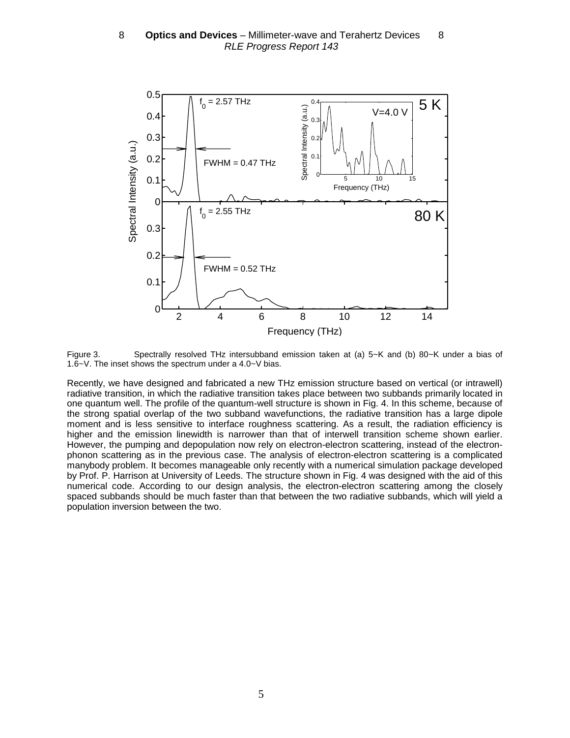Figure 3. Spectrally resolved THz intersubband emission taken at (a) 5~K and (b) 80~K under a bias of 1.6~V. The inset shows the spectrum under a 4.0~V bias.

Recently, we have designed and fabricated a new THz emission structure based on vertical (or intrawell) radiative transition, in which the radiative transition takes place between two subbands primarily located in one quantum well. The profile of the quantum-well structure is shown in Fig. 4. In this scheme, because of the strong spatial overlap of the two subband wavefunctions, the radiative transition has a large dipole moment and is less sensitive to interface roughness scattering. As a result, the radiation efficiency is higher and the emission linewidth is narrower than that of interwell transition scheme shown earlier. However, the pumping and depopulation now rely on electron-electron scattering, instead of the electron-phonon scattering as in the previous case. The analysis of electron-electron scattering is a complicated manybody problem. It becomes manageable only recently with a numerical simulation package developed by Prof. P. Harrison at University of Leeds. The structure shown in Fig. 4 was designed with the aid of this numerical code. According to our design analysis, the electron-electron scattering among the closely spaced subbands should be much faster than that between the two radiative subbands, which will yield a population inversion between the two.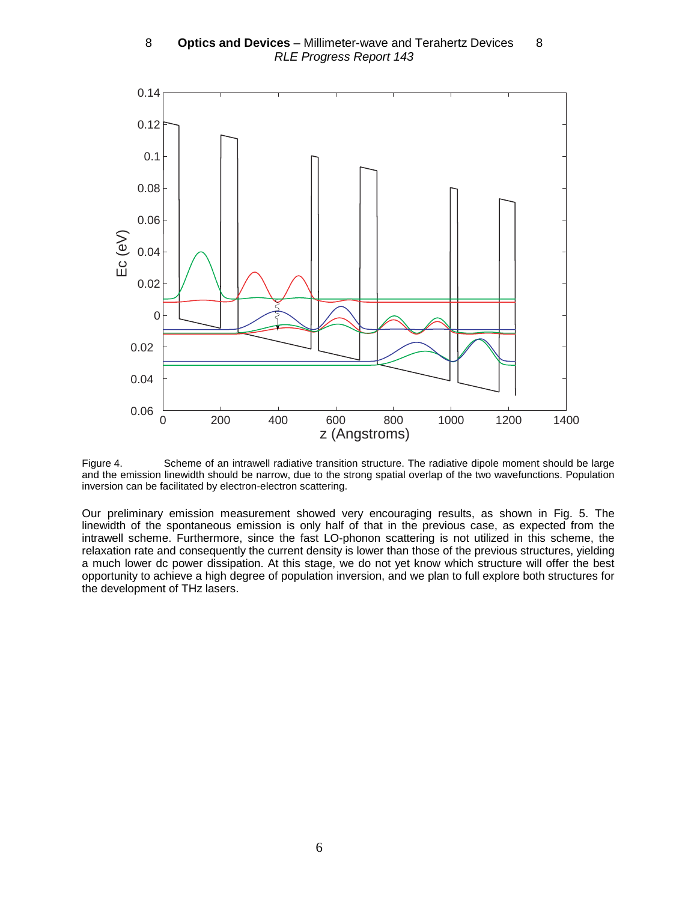Figure 4. Scheme of an intrawell radiative transition structure. The radiative dipole moment should be large and the emission linewidth should be narrow, due to the strong spatial overlap of the two wavefunctions. Population inversion can be facilitated by electron-electron scattering.

Our preliminary emission measurement showed very encouraging results, as shown in Fig. 5. The linewidth of the spontaneous emission is only half of that in the previous case, as expected from the intrawell scheme. Furthermore, since the fast LO-phonon scattering is not utilized in this scheme, the relaxation rate and consequently the current density is lower than those of the previous structures, yielding a much lower dc power dissipation. At this stage, we do not yet know which structure will offer the best opportunity to achieve a high degree of population inversion, and we plan to full explore both structures for the development of THz lasers.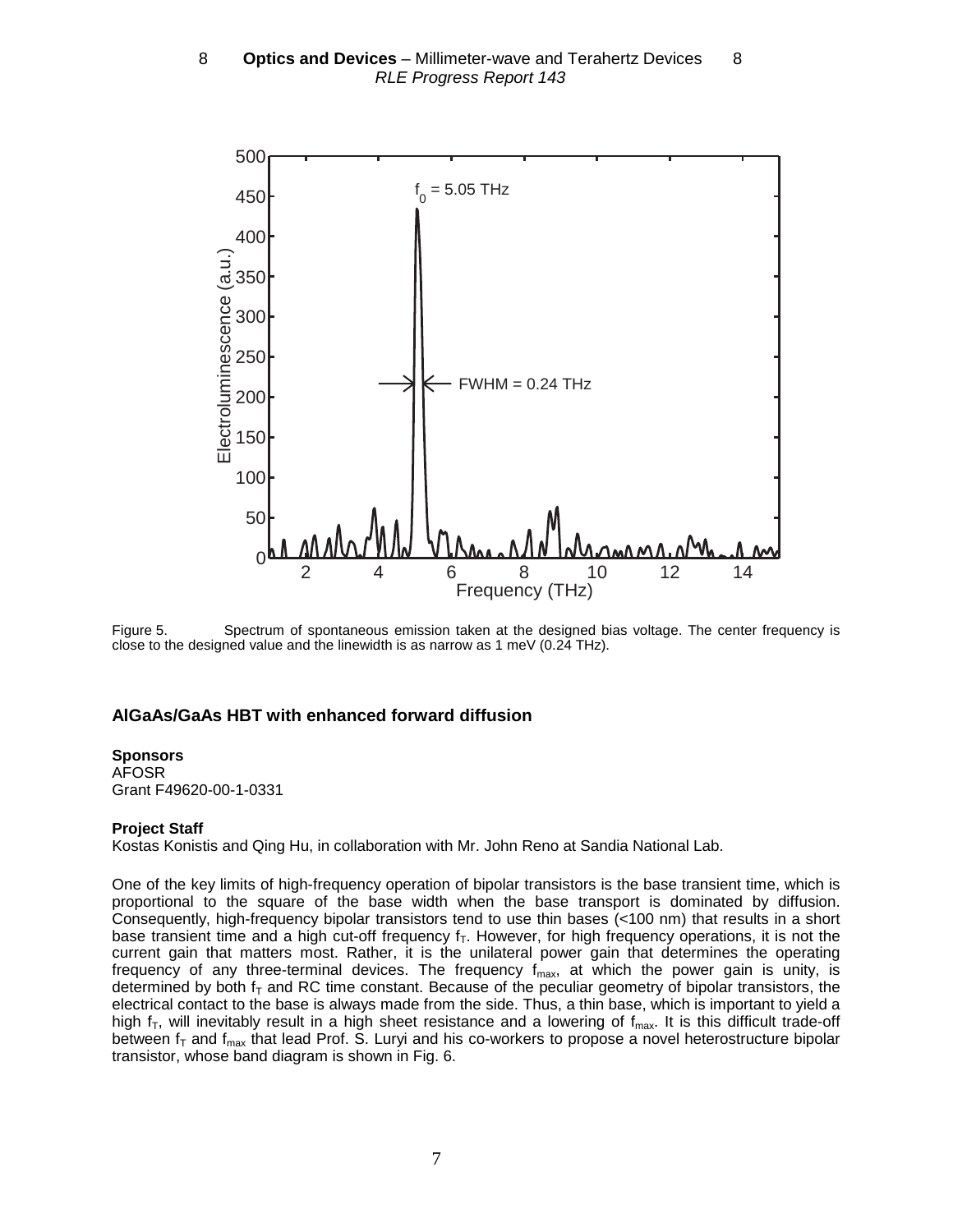Figure 5. Spectrum of spontaneous emission taken at the designed bias voltage. The center frequency is close to the designed value and the linewidth is as narrow as 1 meV (0.24 THz).

### AlGaAs/GaAs HBT with enhanced forward diffusion

**Sponsors**
AFOSR
Grant F49620-00-1-0331

**Project Staff**
Kostas Konistis and Qing Hu, in collaboration with Mr. John Reno at Sandia National Lab.

One of the key limits of high-frequency operation of bipolar transistors is the base transient time, which is proportional to the square of the base width when the base transport is dominated by diffusion. Consequently, high-frequency bipolar transistors tend to use thin bases (<100 nm) that results in a short base transient time and a high cut-off frequency $f_T$. However, for high frequency operations, it is not the current gain that matters most. Rather, it is the unilateral power gain that determines the operating frequency of any three-terminal devices. The frequency $f_{max}$, at which the power gain is unity, is determined by both $f_T$ and RC time constant. Because of the peculiar geometry of bipolar transistors, the electrical contact to the base is always made from the side. Thus, a thin base, which is important to yield a high $f_T$, will inevitably result in a high sheet resistance and a lowering of $f_{max}$. It is this difficult trade-off between $f_T$ and $f_{max}$ that lead Prof. S. Luryi and his co-workers to propose a novel heterostructure bipolar transistor, whose band diagram is shown in Fig. 6.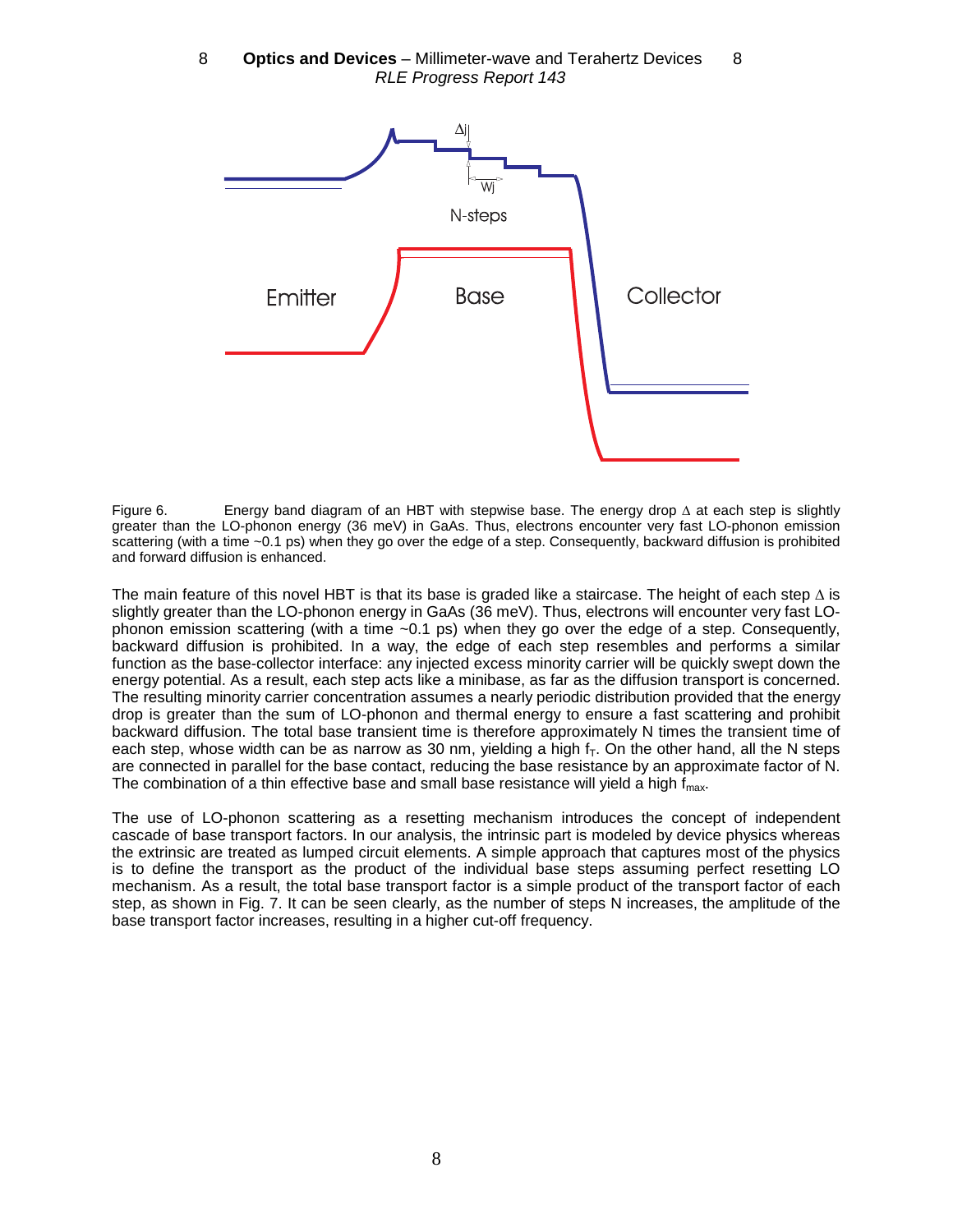Figure 6. Energy band diagram of an HBT with stepwise base. The energy drop $\Delta$ at each step is slightly greater than the LO-phonon energy (36 meV) in GaAs. Thus, electrons encounter very fast LO-phonon emission scattering (with a time ~0.1 ps) when they go over the edge of a step. Consequently, backward diffusion is prohibited and forward diffusion is enhanced.

The main feature of this novel HBT is that its base is graded like a staircase. The height of each step $\Delta$ is slightly greater than the LO-phonon energy in GaAs (36 meV). Thus, electrons will encounter very fast LO-phonon emission scattering (with a time ~0.1 ps) when they go over the edge of a step. Consequently, backward diffusion is prohibited. In a way, the edge of each step resembles and performs a similar function as the base-collector interface: any injected excess minority carrier will be quickly swept down the energy potential. As a result, each step acts like a minibase, as far as the diffusion transport is concerned. The resulting minority carrier concentration assumes a nearly periodic distribution provided that the energy drop is greater than the sum of LO-phonon and thermal energy to ensure a fast scattering and prohibit backward diffusion. The total base transient time is therefore approximately N times the transient time of each step, whose width can be as narrow as 30 nm, yielding a high $f_T$. On the other hand, all the N steps are connected in parallel for the base contact, reducing the base resistance by an approximate factor of N. The combination of a thin effective base and small base resistance will yield a high $f_{max}$.

The use of LO-phonon scattering as a resetting mechanism introduces the concept of independent cascade of base transport factors. In our analysis, the intrinsic part is modeled by device physics whereas the extrinsic are treated as lumped circuit elements. A simple approach that captures most of the physics is to define the transport as the product of the individual base steps assuming perfect resetting LO mechanism. As a result, the total base transport factor is a simple product of the transport factor of each step, as shown in Fig. 7. It can be seen clearly, as the number of steps N increases, the amplitude of the base transport factor increases, resulting in a higher cut-off frequency.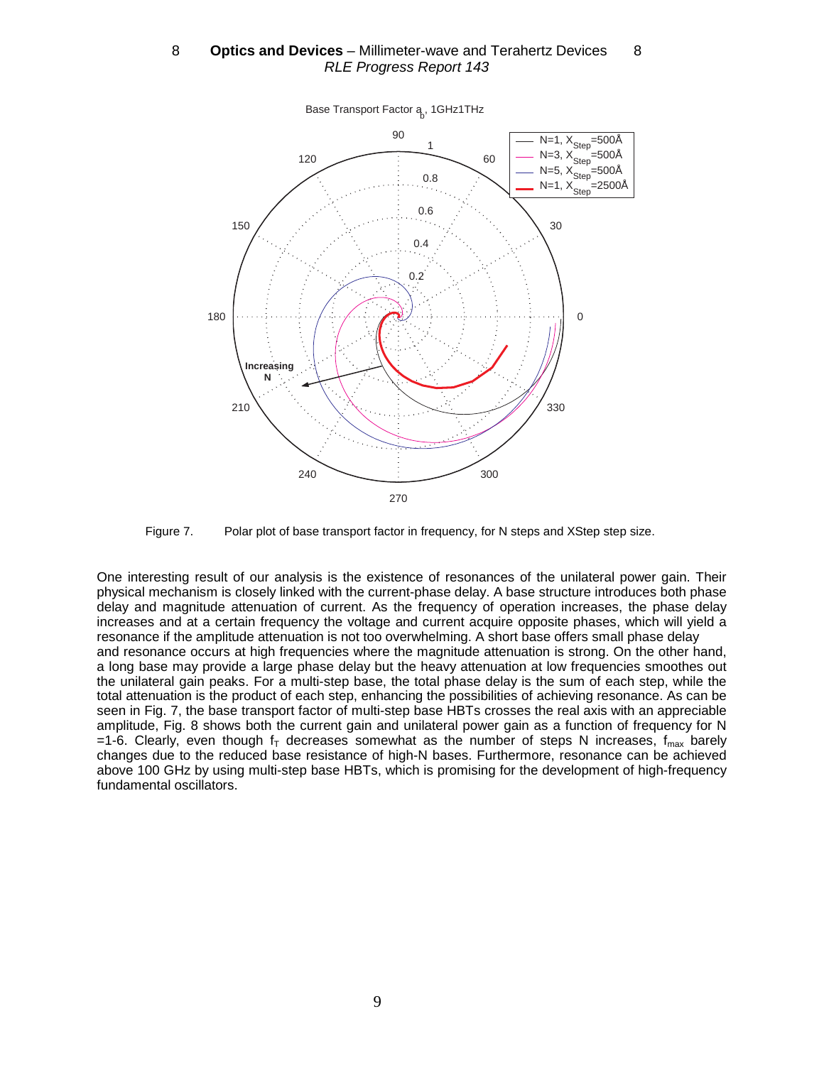Figure 7. Polar plot of base transport factor in frequency, for N steps and XStep step size.

One interesting result of our analysis is the existence of resonances of the unilateral power gain. Their physical mechanism is closely linked with the current-phase delay. A base structure introduces both phase delay and magnitude attenuation of current. As the frequency of operation increases, the phase delay increases and at a certain frequency the voltage and current acquire opposite phases, which will yield a resonance if the amplitude attenuation is not too overwhelming. A short base offers small phase delay and resonance occurs at high frequencies where the magnitude attenuation is strong. On the other hand, a long base may provide a large phase delay but the heavy attenuation at low frequencies smoothes out the unilateral gain peaks. For a multi-step base, the total phase delay is the sum of each step, while the total attenuation is the product of each step, enhancing the possibilities of achieving resonance. As can be seen in Fig. 7, the base transport factor of multi-step base HBTs crosses the real axis with an appreciable amplitude, Fig. 8 shows both the current gain and unilateral power gain as a function of frequency for N =1-6. Clearly, even though $f_T$ decreases somewhat as the number of steps N increases, $f_{max}$ barely changes due to the reduced base resistance of high-N bases. Furthermore, resonance can be achieved above 100 GHz by using multi-step base HBTs, which is promising for the development of high-frequency fundamental oscillators.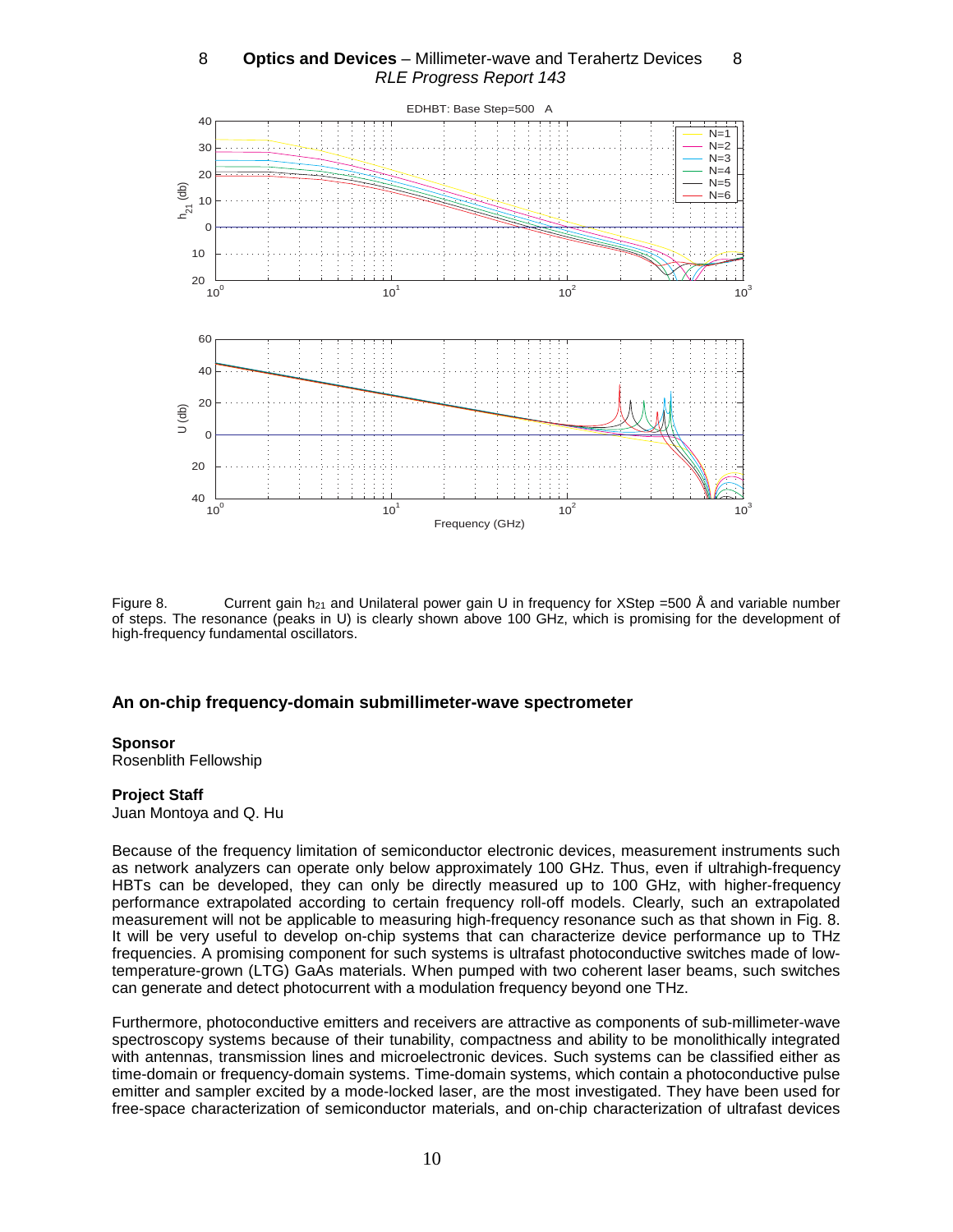Figure 8. Current gain $h_{21}$ and Unilateral power gain U in frequency for XStep =500 Å and variable number of steps. The resonance (peaks in U) is clearly shown above 100 GHz, which is promising for the development of high-frequency fundamental oscillators.

### An on-chip frequency-domain submillimeter-wave spectrometer

**Sponsor**

Rosenblith Fellowship

**Project Staff**

Juan Montoya and Q. Hu

Because of the frequency limitation of semiconductor electronic devices, measurement instruments such as network analyzers can operate only below approximately 100 GHz. Thus, even if ultrahigh-frequency HBTs can be developed, they can only be directly measured up to 100 GHz, with higher-frequency performance extrapolated according to certain frequency roll-off models. Clearly, such an extrapolated measurement will not be applicable to measuring high-frequency resonance such as that shown in Fig. 8. It will be very useful to develop on-chip systems that can characterize device performance up to THz frequencies. A promising component for such systems is ultrafast photoconductive switches made of low-temperature-grown (LTG) GaAs materials. When pumped with two coherent laser beams, such switches can generate and detect photocurrent with a modulation frequency beyond one THz.

Furthermore, photoconductive emitters and receivers are attractive as components of sub-millimeter-wave spectroscopy systems because of their tunability, compactness and ability to be monolithically integrated with antennas, transmission lines and microelectronic devices. Such systems can be classified either as time-domain or frequency-domain systems. Time-domain systems, which contain a photoconductive pulse emitter and sampler excited by a mode-locked laser, are the most investigated. They have been used for free-space characterization of semiconductor materials, and on-chip characterization of ultrafast devices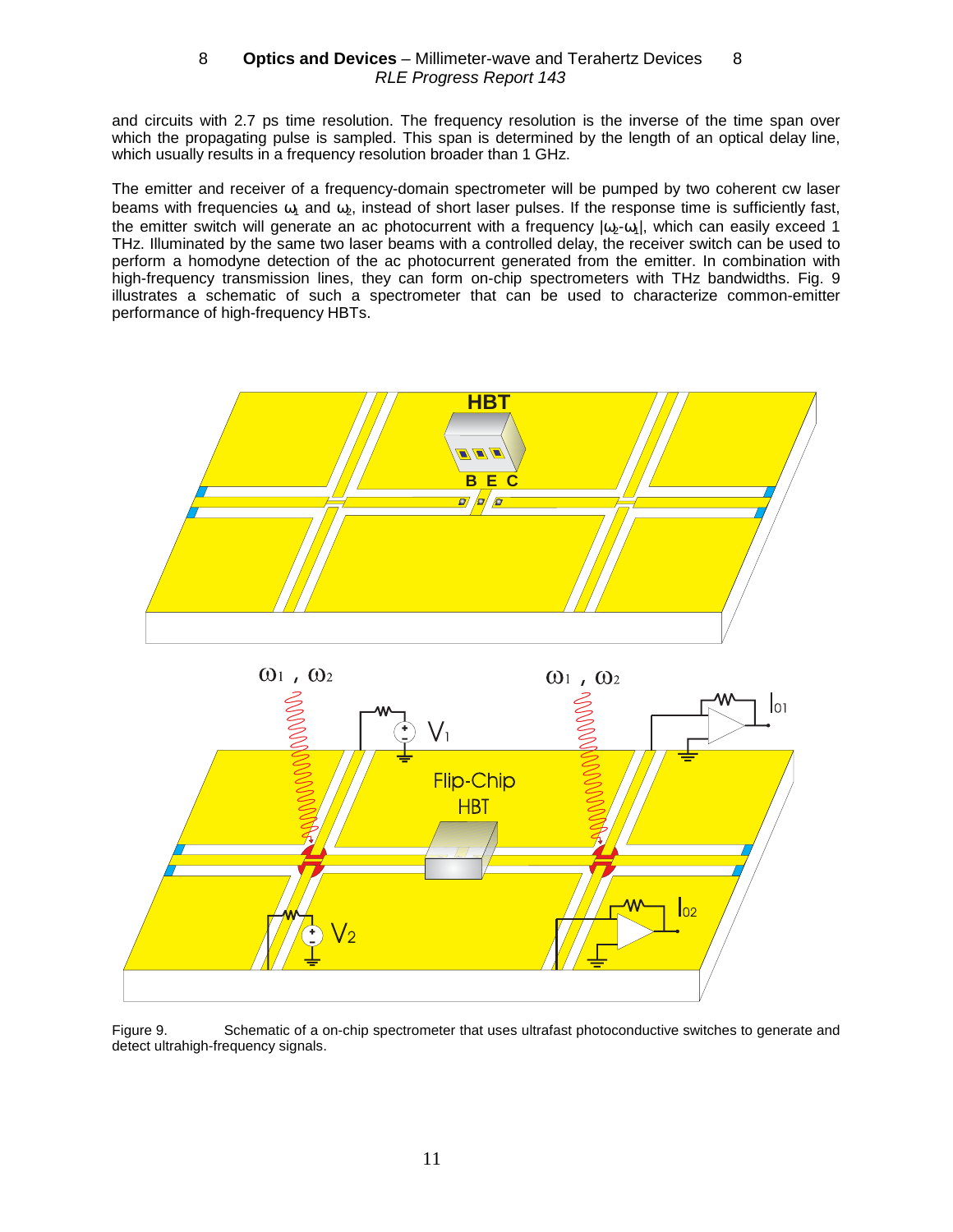and circuits with 2.7 ps time resolution. The frequency resolution is the inverse of the time span over which the propagating pulse is sampled. This span is determined by the length of an optical delay line, which usually results in a frequency resolution broader than 1 GHz.

The emitter and receiver of a frequency-domain spectrometer will be pumped by two coherent cw laser beams with frequencies $\omega_1$ and $\omega_2$, instead of short laser pulses. If the response time is sufficiently fast, the emitter switch will generate an ac photocurrent with a frequency $|\omega_2-\omega_1|$, which can easily exceed 1 THz. Illuminated by the same two laser beams with a controlled delay, the receiver switch can be used to perform a homodyne detection of the ac photocurrent generated from the emitter. In combination with high-frequency transmission lines, they can form on-chip spectrometers with THz bandwidths. Fig. 9 illustrates a schematic of such a spectrometer that can be used to characterize common-emitter performance of high-frequency HBTs.

Figure 9. Schematic of a on-chip spectrometer that uses ultrafast photoconductive switches to generate and detect ultrahigh-frequency signals.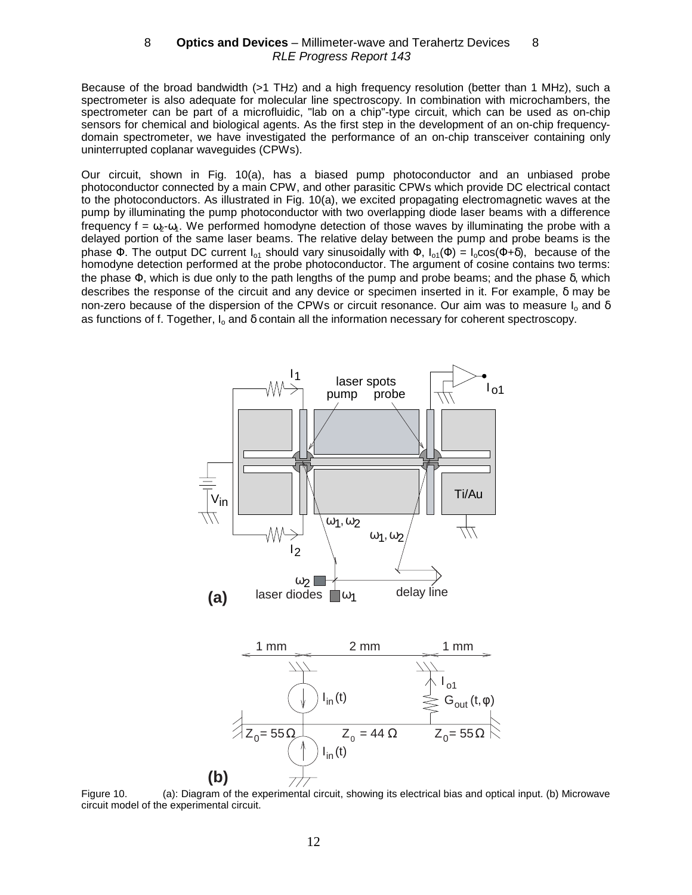Because of the broad bandwidth (>1 THz) and a high frequency resolution (better than 1 MHz), such a spectrometer is also adequate for molecular line spectroscopy. In combination with microchambers, the spectrometer can be part of a microfluidic, "lab on a chip"-type circuit, which can be used as on-chip sensors for chemical and biological agents. As the first step in the development of an on-chip frequency-domain spectrometer, we have investigated the performance of an on-chip transceiver containing only uninterrupted coplanar waveguides (CPWs).

Our circuit, shown in Fig. 10(a), has a biased pump photoconductor and an unbiased probe photoconductor connected by a main CPW, and other parasitic CPWs which provide DC electrical contact to the photoconductors. As illustrated in Fig. 10(a), we excited propagating electromagnetic waves at the pump by illuminating the pump photoconductor with two overlapping diode laser beams with a difference frequency $f = \omega_2 - \omega_1$. We performed homodyne detection of those waves by illuminating the probe with a delayed portion of the same laser beams. The relative delay between the pump and probe beams is the phase $\Phi$. The output DC current $I_{o1}$ should vary sinusoidally with $\Phi$, $I_{o1}(\Phi) = I_o\cos(\Phi+\delta)$, because of the homodyne detection performed at the probe photoconductor. The argument of cosine contains two terms: the phase $\Phi$, which is due only to the path lengths of the pump and probe beams; and the phase $\delta$, which describes the response of the circuit and any device or specimen inserted in it. For example, $\delta$ may be non-zero because of the dispersion of the CPWs or circuit resonance. Our aim was to measure $I_o$ and $\delta$ as functions of f. Together, $I_o$ and $\delta$ contain all the information necessary for coherent spectroscopy.

Figure 10. (a): Diagram of the experimental circuit, showing its electrical bias and optical input. (b) Microwave circuit model of the experimental circuit.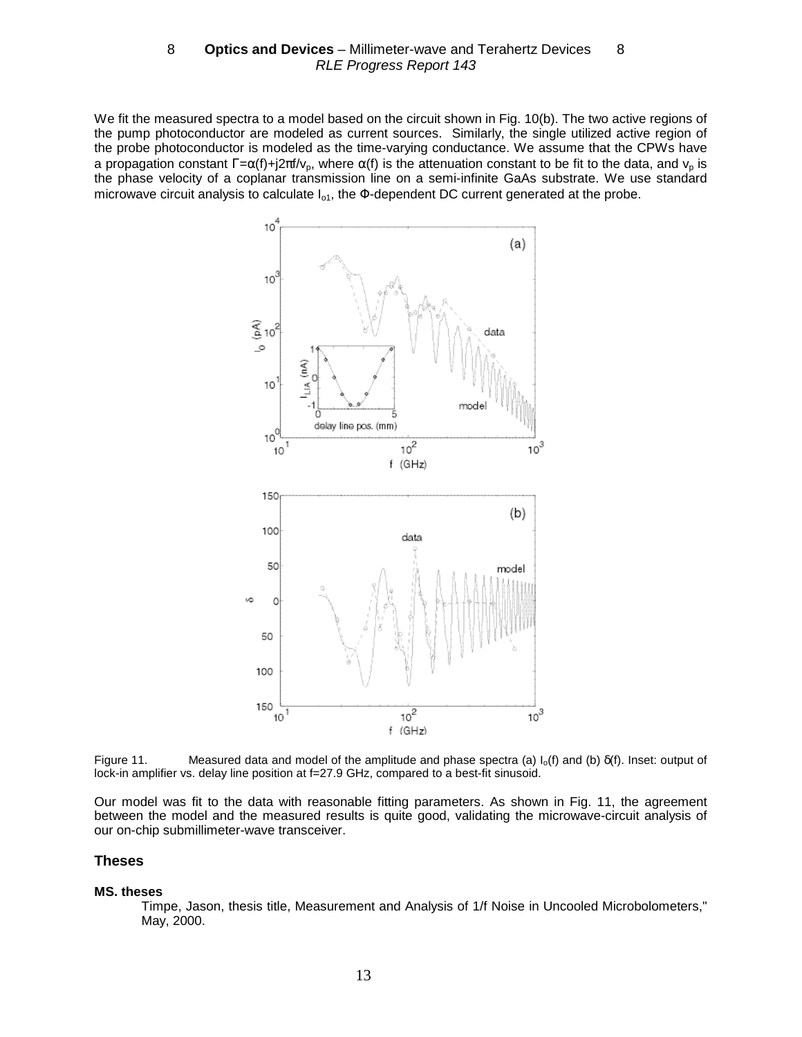We fit the measured spectra to a model based on the circuit shown in Fig. 10(b). The two active regions of the pump photoconductor are modeled as current sources. Similarly, the single utilized active region of the probe photoconductor is modeled as the time-varying conductance. We assume that the CPWs have a propagation constant $\Gamma=\alpha(f)+j2\pi f/v_p$, where $\alpha(f)$ is the attenuation constant to be fit to the data, and $v_p$ is the phase velocity of a coplanar transmission line on a semi-infinite GaAs substrate. We use standard microwave circuit analysis to calculate $I_{o1}$, the $\Phi$-dependent DC current generated at the probe.

(a)

$10^4$
$10^3$
$10^2$
$10^1$
$10^0$

$I_o$ (pA)

data

model

$I_{LIA}$ (nA)

1
0
-1

0
5

delay line pos. (mm)

$10^1$
$10^2$
$10^3$

f (GHz)

(b)

150
100
50
0
50
100
150

δ

data

model

$10^1$
$10^2$
$10^3$

f (GHz)

Figure 11. Measured data and model of the amplitude and phase spectra (a) $I_o(f)$ and (b) $\delta(f)$. Inset: output of lock-in amplifier vs. delay line position at f=27.9 GHz, compared to a best-fit sinusoid.

Our model was fit to the data with reasonable fitting parameters. As shown in Fig. 11, the agreement between the model and the measured results is quite good, validating the microwave-circuit analysis of our on-chip submillimeter-wave transceiver.

## Theses

### MS. theses

Timpe, Jason, thesis title, Measurement and Analysis of 1/f Noise in Uncooled Microbolometers," May, 2000.